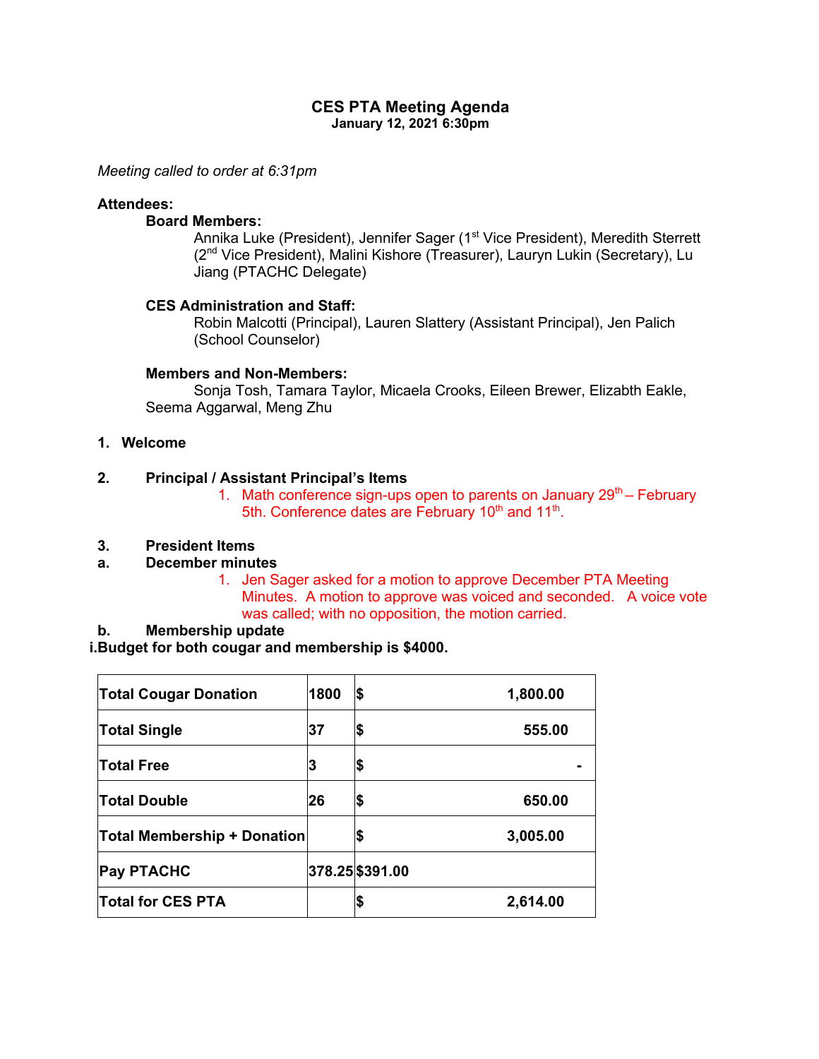# CES PTA Meeting Agenda

**January 12, 2021 6:30pm**

*Meeting called to order at 6:31pm*

**Attendees:**

**Board Members:**

Annika Luke (President), Jennifer Sager (1st Vice President), Meredith Sterrett (2nd Vice President), Malini Kishore (Treasurer), Lauryn Lukin (Secretary), Lu Jiang (PTACHC Delegate)

**CES Administration and Staff:**

Robin Malcotti (Principal), Lauren Slattery (Assistant Principal), Jen Palich (School Counselor)

**Members and Non-Members:**

Sonja Tosh, Tamara Taylor, Micaela Crooks, Eileen Brewer, Elizabth Eakle, Seema Aggarwal, Meng Zhu

1. **Welcome**

2. **Principal / Assistant Principal's Items**
   1. Math conference sign-ups open to parents on January 29th – February 5th. Conference dates are February 10th and 11th.

3. **President Items**

a. **December minutes**
   1. Jen Sager asked for a motion to approve December PTA Meeting Minutes. A motion to approve was voiced and seconded. A voice vote was called; with no opposition, the motion carried.

b. **Membership update**

i. **Budget for both cougar and membership is $4000.**

| | | | |
|---|---|---|---|
| **Total Cougar Donation** | **1800** | **$** | **1,800.00** |
| **Total Single** | **37** | **$** | **555.00** |
| **Total Free** | **3** | **$** | **-** |
| **Total Double** | **26** | **$** | **650.00** |
| **Total Membership + Donation** | | **$** | **3,005.00** |
| **Pay PTACHC** | **378.25** | **$391.00** | |
| **Total for CES PTA** | | **$** | **2,614.00** |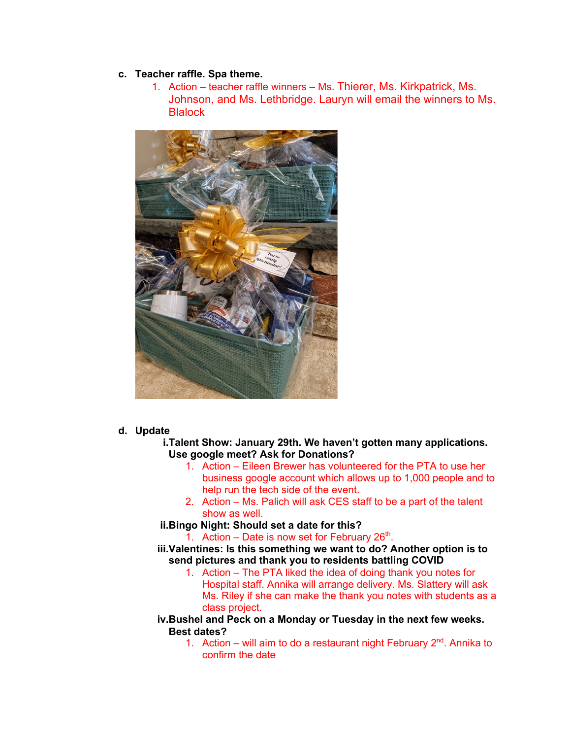c. **Teacher raffle. Spa theme.**
   1. Action – teacher raffle winners – Ms. Thierer, Ms. Kirkpatrick, Ms. Johnson, and Ms. Lethbridge. Lauryn will email the winners to Ms. Blalock

d. **Update**
   - i. **Talent Show: January 29th. We haven't gotten many applications. Use google meet? Ask for Donations?**
     1. Action – Eileen Brewer has volunteered for the PTA to use her business google account which allows up to 1,000 people and to help run the tech side of the event.
     2. Action – Ms. Palich will ask CES staff to be a part of the talent show as well.
   - ii. **Bingo Night: Should set a date for this?**
     1. Action – Date is now set for February 26th.
   - iii. **Valentines: Is this something we want to do? Another option is to send pictures and thank you to residents battling COVID**
     1. Action – The PTA liked the idea of doing thank you notes for Hospital staff. Annika will arrange delivery. Ms. Slattery will ask Ms. Riley if she can make the thank you notes with students as a class project.
   - iv. **Bushel and Peck on a Monday or Tuesday in the next few weeks. Best dates?**
     1. Action – will aim to do a restaurant night February 2nd. Annika to confirm the date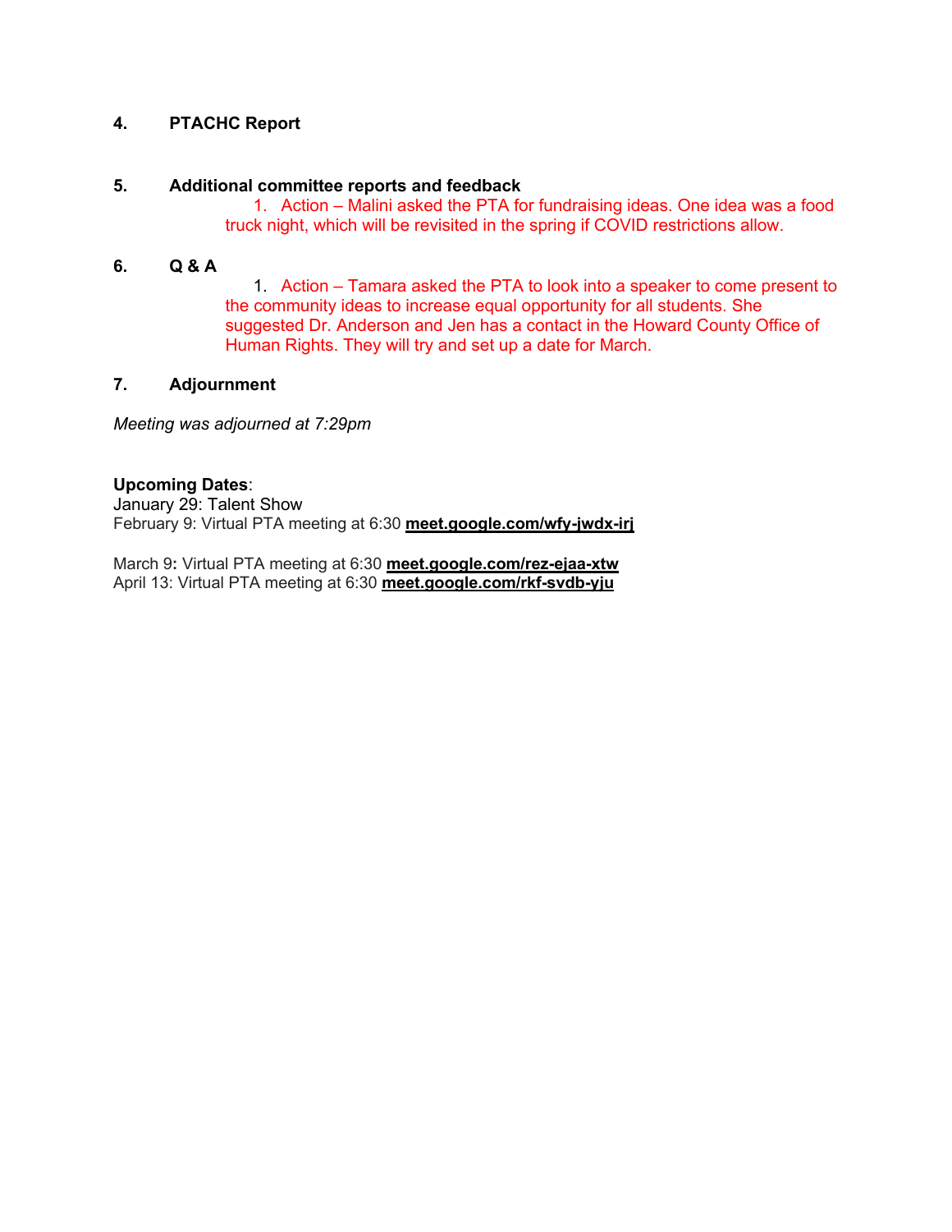## 4. PTACHC Report

## 5. Additional committee reports and feedback

1. Action – Malini asked the PTA for fundraising ideas. One idea was a food truck night, which will be revisited in the spring if COVID restrictions allow.

## 6. Q & A

1. Action – Tamara asked the PTA to look into a speaker to come present to the community ideas to increase equal opportunity for all students. She suggested Dr. Anderson and Jen has a contact in the Howard County Office of Human Rights. They will try and set up a date for March.

## 7. Adjournment

*Meeting was adjourned at 7:29pm*

**Upcoming Dates**:
January 29: Talent Show
February 9: Virtual PTA meeting at 6:30 **meet.google.com/wfy-jwdx-irj**

March 9**:** Virtual PTA meeting at 6:30 **meet.google.com/rez-ejaa-xtw**
April 13: Virtual PTA meeting at 6:30 **meet.google.com/rkf-svdb-yju**